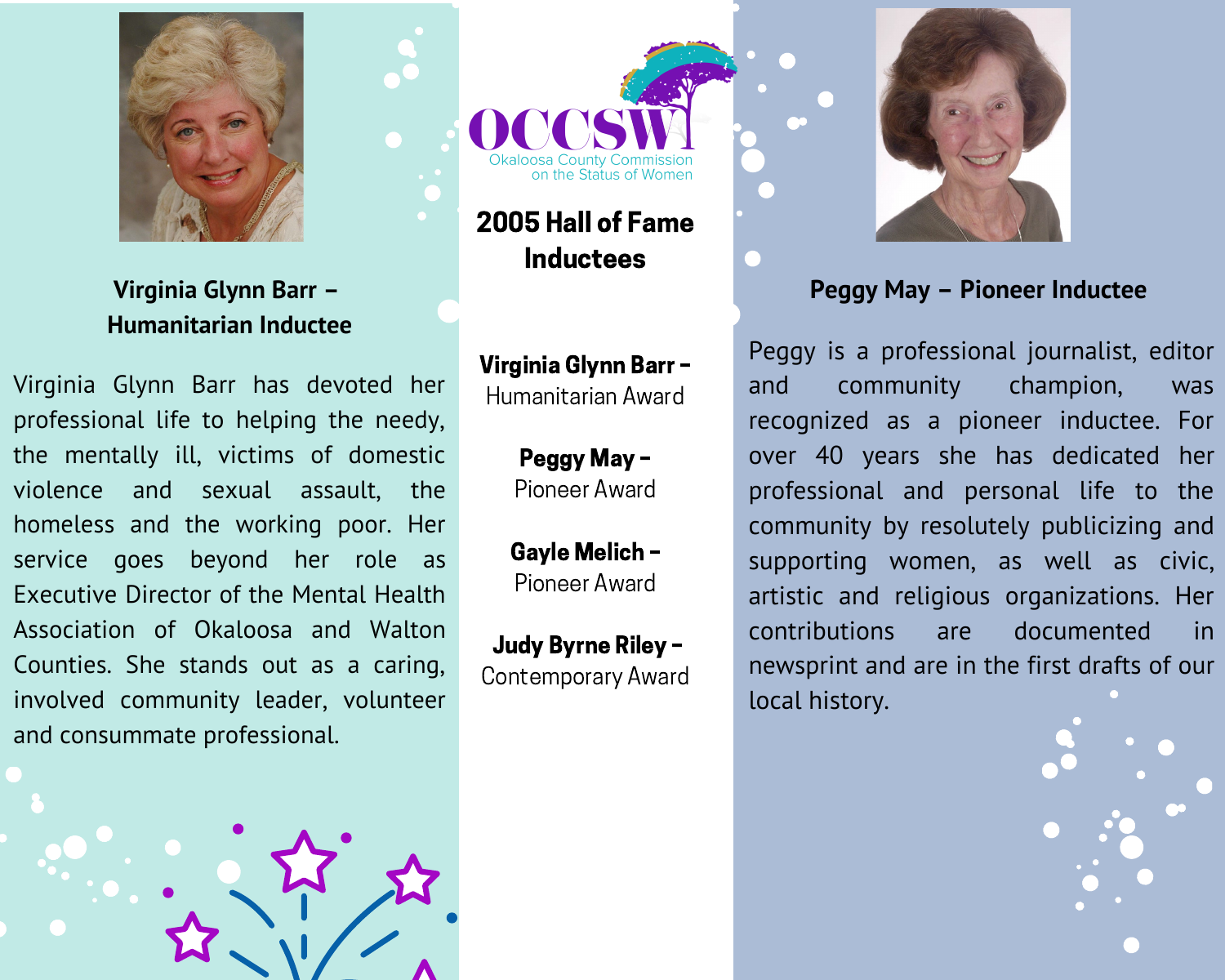OCCSW

Okaloosa County Commission on the Status of Women

## 2005 Hall of Fame Inductees

**Virginia Glynn Barr –** Humanitarian Award

**Peggy May –** Pioneer Award

**Gayle Melich –** Pioneer Award

**Judy Byrne Riley –** Contemporary Award

### Virginia Glynn Barr – Humanitarian Inductee

Virginia Glynn Barr has devoted her professional life to helping the needy, the mentally ill, victims of domestic violence and sexual assault, the homeless and the working poor. Her service goes beyond her role as Executive Director of the Mental Health Association of Okaloosa and Walton Counties. She stands out as a caring, involved community leader, volunteer and consummate professional.

### Peggy May – Pioneer Inductee

Peggy is a professional journalist, editor and community champion, was recognized as a pioneer inductee. For over 40 years she has dedicated her professional and personal life to the community by resolutely publicizing and supporting women, as well as civic, artistic and religious organizations. Her contributions are documented in newsprint and are in the first drafts of our local history.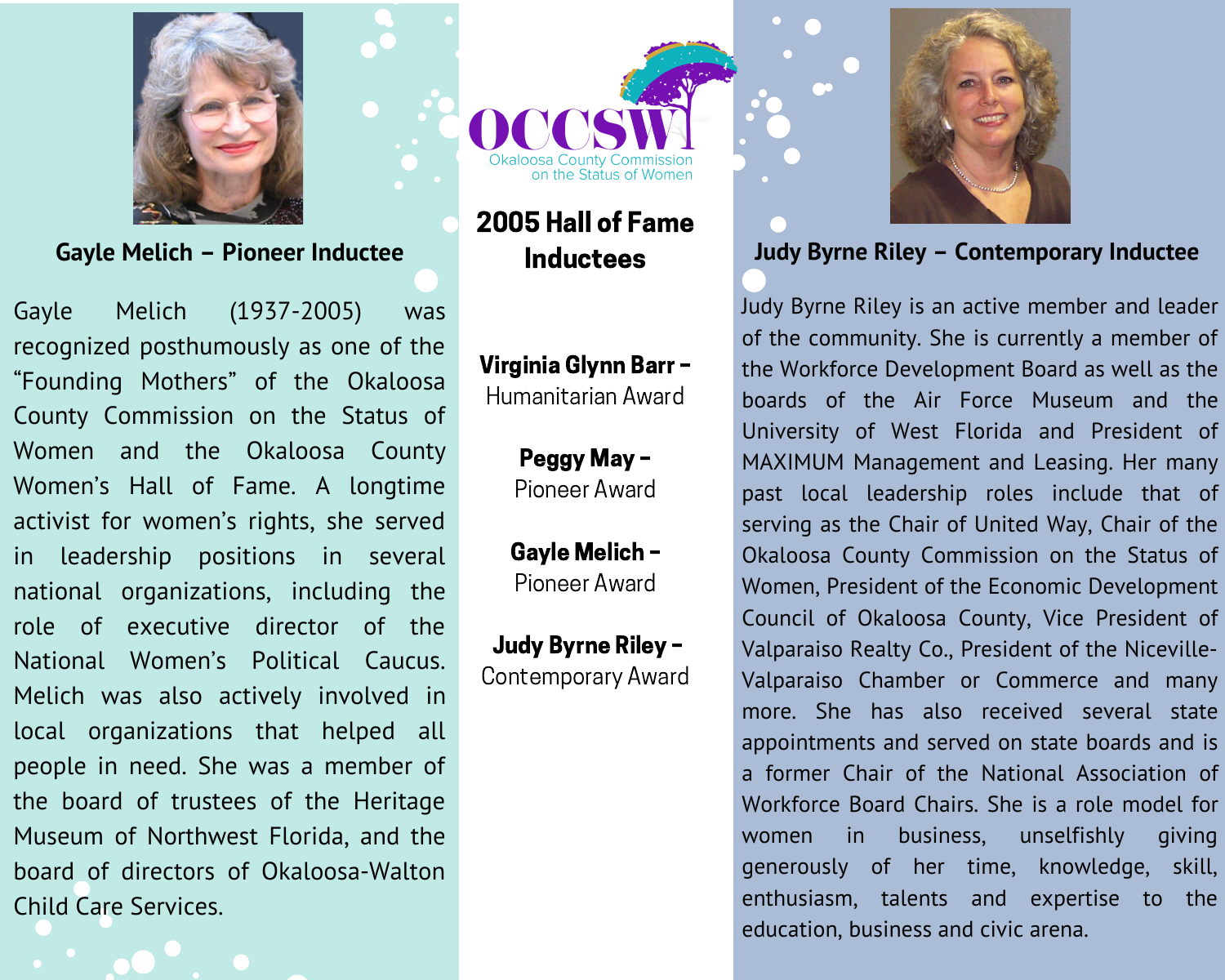OCCSW
Okaloosa County Commission on the Status of Women

## 2005 Hall of Fame Inductees

**Virginia Glynn Barr –**
Humanitarian Award

**Peggy May –**
Pioneer Award

**Gayle Melich –**
Pioneer Award

**Judy Byrne Riley –**
Contemporary Award

### Gayle Melich – Pioneer Inductee

Gayle Melich (1937-2005) was recognized posthumously as one of the “Founding Mothers” of the Okaloosa County Commission on the Status of Women and the Okaloosa County Women’s Hall of Fame. A longtime activist for women’s rights, she served in leadership positions in several national organizations, including the role of executive director of the National Women’s Political Caucus. Melich was also actively involved in local organizations that helped all people in need. She was a member of the board of trustees of the Heritage Museum of Northwest Florida, and the board of directors of Okaloosa-Walton Child Care Services.

### Judy Byrne Riley – Contemporary Inductee

Judy Byrne Riley is an active member and leader of the community. She is currently a member of the Workforce Development Board as well as the boards of the Air Force Museum and the University of West Florida and President of MAXIMUM Management and Leasing. Her many past local leadership roles include that of serving as the Chair of United Way, Chair of the Okaloosa County Commission on the Status of Women, President of the Economic Development Council of Okaloosa County, Vice President of Valparaiso Realty Co., President of the Niceville-Valparaiso Chamber or Commerce and many more. She has also received several state appointments and served on state boards and is a former Chair of the National Association of Workforce Board Chairs. She is a role model for women in business, unselfishly giving generously of her time, knowledge, skill, enthusiasm, talents and expertise to the education, business and civic arena.